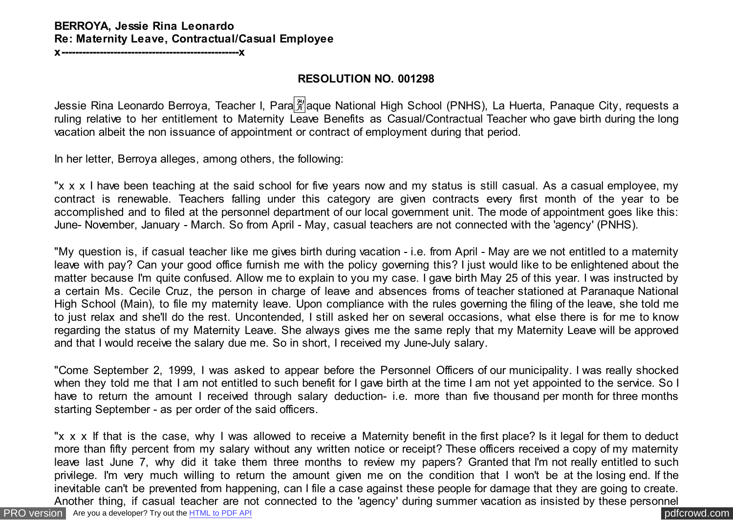**BERROYA, Jessie Rina Leonardo**
**Re: Maternity Leave, Contractual/Casual Employee**
**x-------------------------------------------------x**

**RESOLUTION NO. 001298**

Jessie Rina Leonardo Berroya, Teacher I, Parañaque National High School (PNHS), La Huerta, Panaque City, requests a ruling relative to her entitlement to Maternity Leave Benefits as Casual/Contractual Teacher who gave birth during the long vacation albeit the non issuance of appointment or contract of employment during that period.

In her letter, Berroya alleges, among others, the following:

"x x x I have been teaching at the said school for five years now and my status is still casual. As a casual employee, my contract is renewable. Teachers falling under this category are given contracts every first month of the year to be accomplished and to filed at the personnel department of our local government unit. The mode of appointment goes like this: June- November, January - March. So from April - May, casual teachers are not connected with the 'agency' (PNHS).

"My question is, if casual teacher like me gives birth during vacation - i.e. from April - May are we not entitled to a maternity leave with pay? Can your good office furnish me with the policy governing this? I just would like to be enlightened about the matter because I'm quite confused. Allow me to explain to you my case. I gave birth May 25 of this year. I was instructed by a certain Ms. Cecile Cruz, the person in charge of leave and absences froms of teacher stationed at Paranaque National High School (Main), to file my maternity leave. Upon compliance with the rules governing the filing of the leave, she told me to just relax and she'll do the rest. Uncontended, I still asked her on several occasions, what else there is for me to know regarding the status of my Maternity Leave. She always gives me the same reply that my Maternity Leave will be approved and that I would receive the salary due me. So in short, I received my June-July salary.

"Come September 2, 1999, I was asked to appear before the Personnel Officers of our municipality. I was really shocked when they told me that I am not entitled to such benefit for I gave birth at the time I am not yet appointed to the service. So I have to return the amount I received through salary deduction- i.e. more than five thousand per month for three months starting September - as per order of the said officers.

"x x x If that is the case, why I was allowed to receive a Maternity benefit in the first place? Is it legal for them to deduct more than fifty percent from my salary without any written notice or receipt? These officers received a copy of my maternity leave last June 7, why did it take them three months to review my papers? Granted that I'm not really entitled to such privilege. I'm very much willing to return the amount given me on the condition that I won't be at the losing end. If the inevitable can't be prevented from happening, can I file a case against these people for damage that they are going to create. Another thing, if casual teacher are not connected to the 'agency' during summer vacation as insisted by these personnel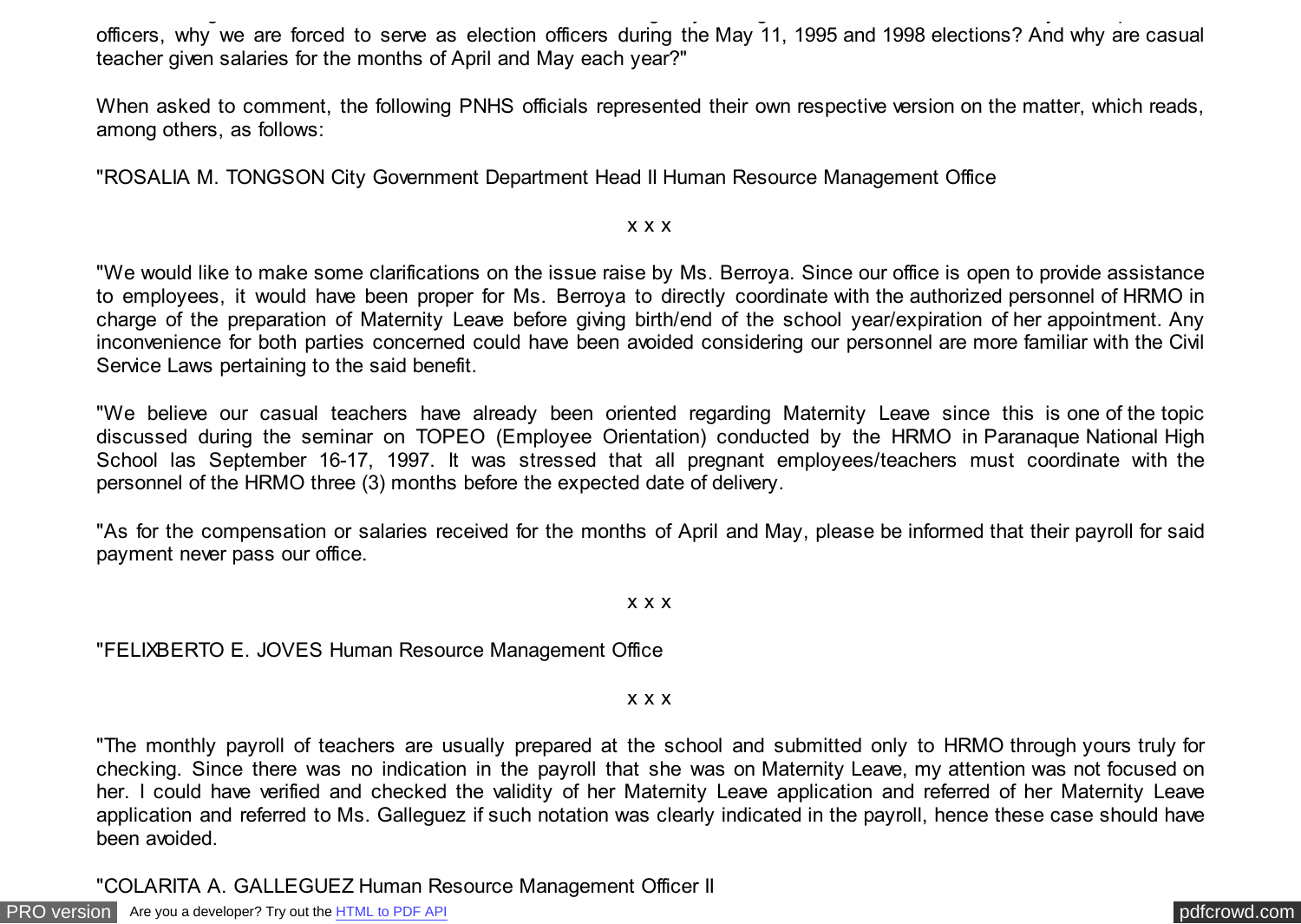officers, why we are forced to serve as election officers during the May 11, 1995 and 1998 elections? And why are casual teacher given salaries for the months of April and May each year?"

When asked to comment, the following PNHS officials represented their own respective version on the matter, which reads, among others, as follows:

"ROSALIA M. TONGSON City Government Department Head II Human Resource Management Office

x x x

"We would like to make some clarifications on the issue raise by Ms. Berroya. Since our office is open to provide assistance to employees, it would have been proper for Ms. Berroya to directly coordinate with the authorized personnel of HRMO in charge of the preparation of Maternity Leave before giving birth/end of the school year/expiration of her appointment. Any inconvenience for both parties concerned could have been avoided considering our personnel are more familiar with the Civil Service Laws pertaining to the said benefit.

"We believe our casual teachers have already been oriented regarding Maternity Leave since this is one of the topic discussed during the seminar on TOPEO (Employee Orientation) conducted by the HRMO in Paranaque National High School las September 16-17, 1997. It was stressed that all pregnant employees/teachers must coordinate with the personnel of the HRMO three (3) months before the expected date of delivery.

"As for the compensation or salaries received for the months of April and May, please be informed that their payroll for said payment never pass our office.

x x x

"FELIXBERTO E. JOVES Human Resource Management Office

x x x

"The monthly payroll of teachers are usually prepared at the school and submitted only to HRMO through yours truly for checking. Since there was no indication in the payroll that she was on Maternity Leave, my attention was not focused on her. I could have verified and checked the validity of her Maternity Leave application and referred of her Maternity Leave application and referred to Ms. Galleguez if such notation was clearly indicated in the payroll, hence these case should have been avoided.

"COLARITA A. GALLEGUEZ Human Resource Management Officer II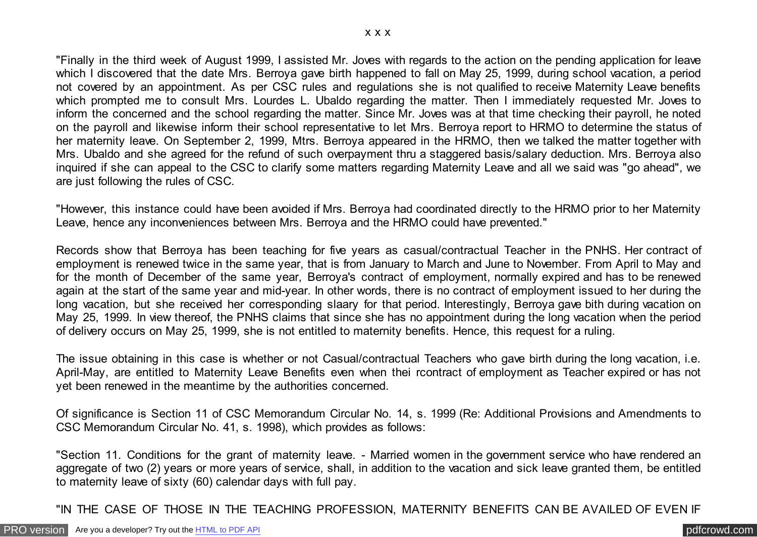x x x

"Finally in the third week of August 1999, I assisted Mr. Joves with regards to the action on the pending application for leave which I discovered that the date Mrs. Berroya gave birth happened to fall on May 25, 1999, during school vacation, a period not covered by an appointment. As per CSC rules and regulations she is not qualified to receive Maternity Leave benefits which prompted me to consult Mrs. Lourdes L. Ubaldo regarding the matter. Then I immediately requested Mr. Joves to inform the concerned and the school regarding the matter. Since Mr. Joves was at that time checking their payroll, he noted on the payroll and likewise inform their school representative to let Mrs. Berroya report to HRMO to determine the status of her maternity leave. On September 2, 1999, Mtrs. Berroya appeared in the HRMO, then we talked the matter together with Mrs. Ubaldo and she agreed for the refund of such overpayment thru a staggered basis/salary deduction. Mrs. Berroya also inquired if she can appeal to the CSC to clarify some matters regarding Maternity Leave and all we said was "go ahead", we are just following the rules of CSC.

"However, this instance could have been avoided if Mrs. Berroya had coordinated directly to the HRMO prior to her Maternity Leave, hence any inconveniences between Mrs. Berroya and the HRMO could have prevented."

Records show that Berroya has been teaching for five years as casual/contractual Teacher in the PNHS. Her contract of employment is renewed twice in the same year, that is from January to March and June to November. From April to May and for the month of December of the same year, Berroya's contract of employment, normally expired and has to be renewed again at the start of the same year and mid-year. In other words, there is no contract of employment issued to her during the long vacation, but she received her corresponding slaary for that period. Interestingly, Berroya gave bith during vacation on May 25, 1999. In view thereof, the PNHS claims that since she has no appointment during the long vacation when the period of delivery occurs on May 25, 1999, she is not entitled to maternity benefits. Hence, this request for a ruling.

The issue obtaining in this case is whether or not Casual/contractual Teachers who gave birth during the long vacation, i.e. April-May, are entitled to Maternity Leave Benefits even when thei rcontract of employment as Teacher expired or has not yet been renewed in the meantime by the authorities concerned.

Of significance is Section 11 of CSC Memorandum Circular No. 14, s. 1999 (Re: Additional Provisions and Amendments to CSC Memorandum Circular No. 41, s. 1998), which provides as follows:

"Section 11. Conditions for the grant of maternity leave. - Married women in the government service who have rendered an aggregate of two (2) years or more years of service, shall, in addition to the vacation and sick leave granted them, be entitled to maternity leave of sixty (60) calendar days with full pay.

"IN THE CASE OF THOSE IN THE TEACHING PROFESSION, MATERNITY BENEFITS CAN BE AVAILED OF EVEN IF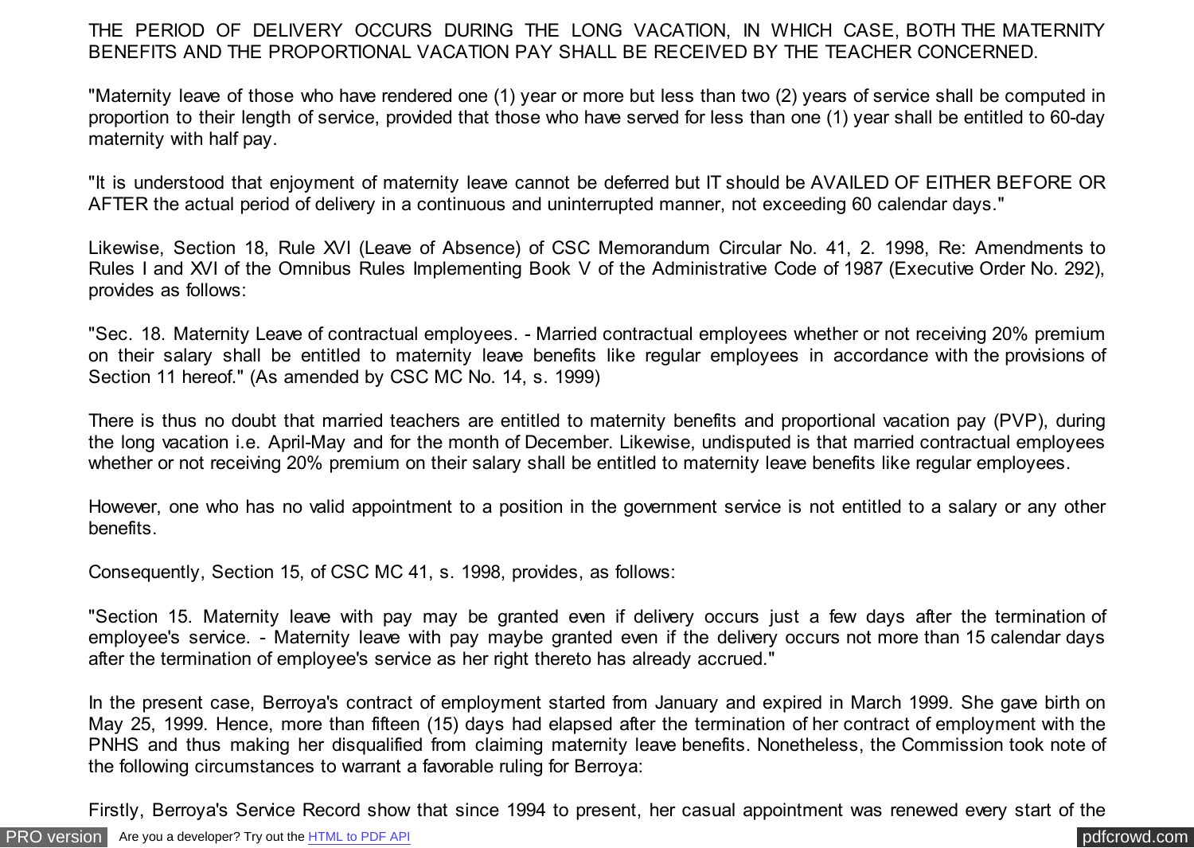THE PERIOD OF DELIVERY OCCURS DURING THE LONG VACATION, IN WHICH CASE, BOTH THE MATERNITY BENEFITS AND THE PROPORTIONAL VACATION PAY SHALL BE RECEIVED BY THE TEACHER CONCERNED.

"Maternity leave of those who have rendered one (1) year or more but less than two (2) years of service shall be computed in proportion to their length of service, provided that those who have served for less than one (1) year shall be entitled to 60-day maternity with half pay.

"It is understood that enjoyment of maternity leave cannot be deferred but IT should be AVAILED OF EITHER BEFORE OR AFTER the actual period of delivery in a continuous and uninterrupted manner, not exceeding 60 calendar days."

Likewise, Section 18, Rule XVI (Leave of Absence) of CSC Memorandum Circular No. 41, 2. 1998, Re: Amendments to Rules I and XVI of the Omnibus Rules Implementing Book V of the Administrative Code of 1987 (Executive Order No. 292), provides as follows:

"Sec. 18. Maternity Leave of contractual employees. - Married contractual employees whether or not receiving 20% premium on their salary shall be entitled to maternity leave benefits like regular employees in accordance with the provisions of Section 11 hereof." (As amended by CSC MC No. 14, s. 1999)

There is thus no doubt that married teachers are entitled to maternity benefits and proportional vacation pay (PVP), during the long vacation i.e. April-May and for the month of December. Likewise, undisputed is that married contractual employees whether or not receiving 20% premium on their salary shall be entitled to maternity leave benefits like regular employees.

However, one who has no valid appointment to a position in the government service is not entitled to a salary or any other benefits.

Consequently, Section 15, of CSC MC 41, s. 1998, provides, as follows:

"Section 15. Maternity leave with pay may be granted even if delivery occurs just a few days after the termination of employee's service. - Maternity leave with pay maybe granted even if the delivery occurs not more than 15 calendar days after the termination of employee's service as her right thereto has already accrued."

In the present case, Berroya's contract of employment started from January and expired in March 1999. She gave birth on May 25, 1999. Hence, more than fifteen (15) days had elapsed after the termination of her contract of employment with the PNHS and thus making her disqualified from claiming maternity leave benefits. Nonetheless, the Commission took note of the following circumstances to warrant a favorable ruling for Berroya:

Firstly, Berroya's Service Record show that since 1994 to present, her casual appointment was renewed every start of the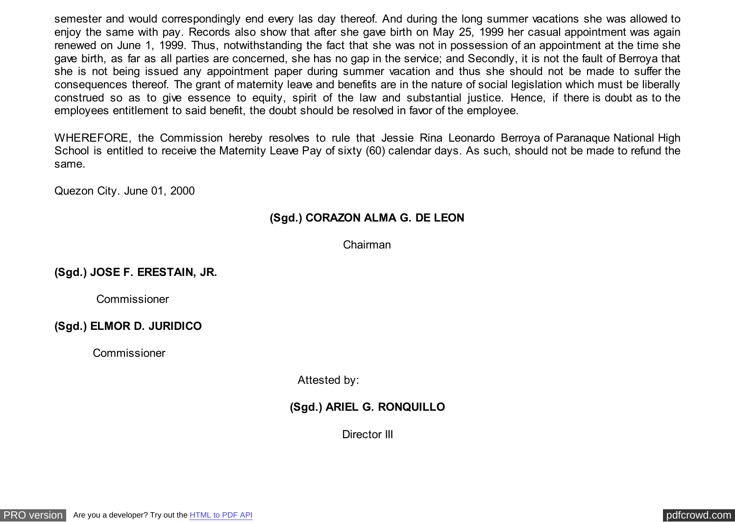semester and would correspondingly end every las day thereof. And during the long summer vacations she was allowed to enjoy the same with pay. Records also show that after she gave birth on May 25, 1999 her casual appointment was again renewed on June 1, 1999. Thus, notwithstanding the fact that she was not in possession of an appointment at the time she gave birth, as far as all parties are concerned, she has no gap in the service; and Secondly, it is not the fault of Berroya that she is not being issued any appointment paper during summer vacation and thus she should not be made to suffer the consequences thereof. The grant of maternity leave and benefits are in the nature of social legislation which must be liberally construed so as to give essence to equity, spirit of the law and substantial justice. Hence, if there is doubt as to the employees entitlement to said benefit, the doubt should be resolved in favor of the employee.

WHEREFORE, the Commission hereby resolves to rule that Jessie Rina Leonardo Berroya of Paranaque National High School is entitled to receive the Maternity Leave Pay of sixty (60) calendar days. As such, should not be made to refund the same.

Quezon City. June 01, 2000

**(Sgd.) CORAZON ALMA G. DE LEON**

Chairman

**(Sgd.) JOSE F. ERESTAIN, JR.**

Commissioner

**(Sgd.) ELMOR D. JURIDICO**

Commissioner

Attested by:

**(Sgd.) ARIEL G. RONQUILLO**

Director III